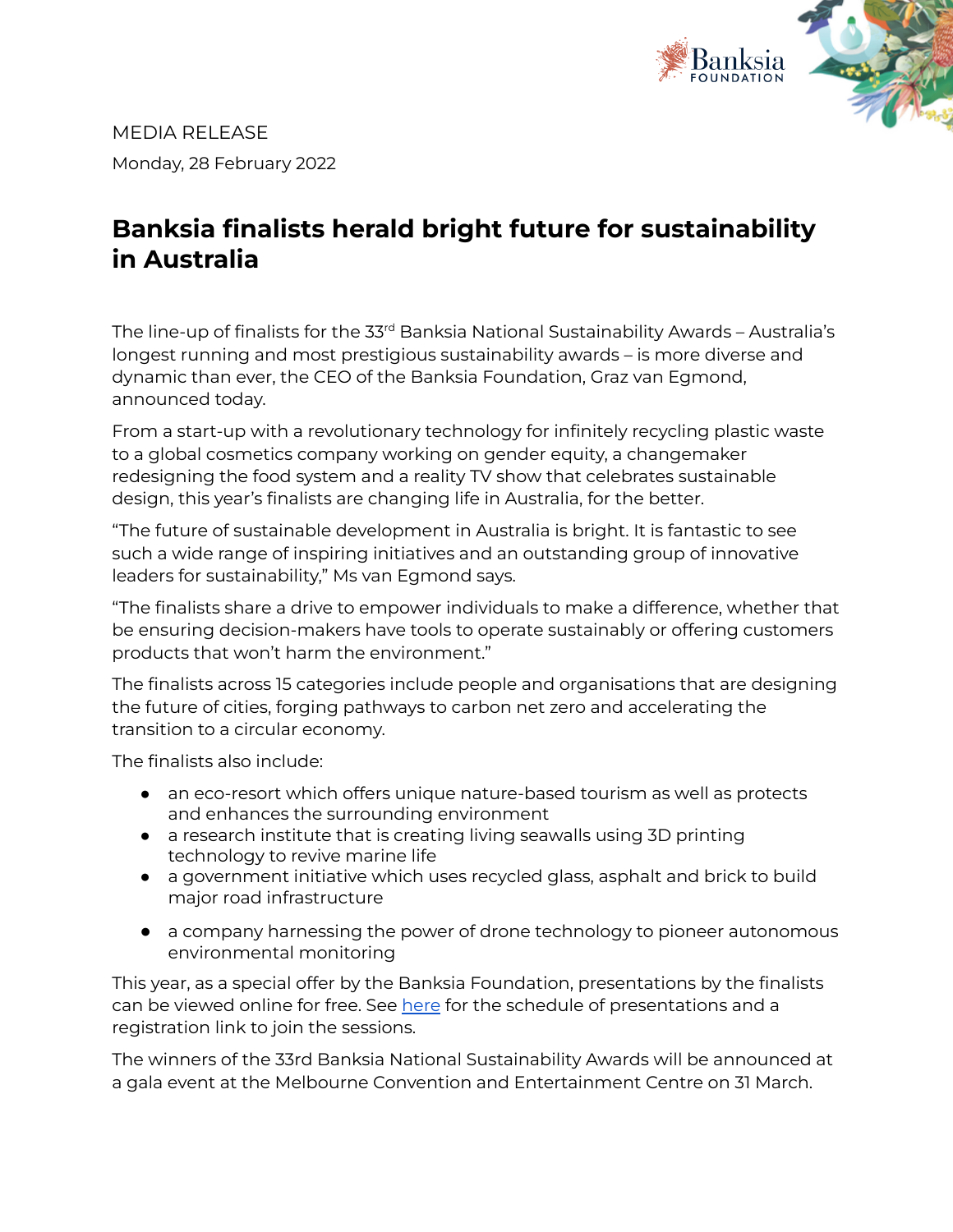MEDIA RELEASE

Monday, 28 February 2022

# Banksia finalists herald bright future for sustainability in Australia

The line-up of finalists for the 33rd Banksia National Sustainability Awards – Australia's longest running and most prestigious sustainability awards – is more diverse and dynamic than ever, the CEO of the Banksia Foundation, Graz van Egmond, announced today.

From a start-up with a revolutionary technology for infinitely recycling plastic waste to a global cosmetics company working on gender equity, a changemaker redesigning the food system and a reality TV show that celebrates sustainable design, this year's finalists are changing life in Australia, for the better.

"The future of sustainable development in Australia is bright. It is fantastic to see such a wide range of inspiring initiatives and an outstanding group of innovative leaders for sustainability," Ms van Egmond says.

"The finalists share a drive to empower individuals to make a difference, whether that be ensuring decision-makers have tools to operate sustainably or offering customers products that won't harm the environment."

The finalists across 15 categories include people and organisations that are designing the future of cities, forging pathways to carbon net zero and accelerating the transition to a circular economy.

The finalists also include:

- an eco-resort which offers unique nature-based tourism as well as protects and enhances the surrounding environment
- a research institute that is creating living seawalls using 3D printing technology to revive marine life
- a government initiative which uses recycled glass, asphalt and brick to build major road infrastructure
- a company harnessing the power of drone technology to pioneer autonomous environmental monitoring

This year, as a special offer by the Banksia Foundation, presentations by the finalists can be viewed online for free. See here for the schedule of presentations and a registration link to join the sessions.

The winners of the 33rd Banksia National Sustainability Awards will be announced at a gala event at the Melbourne Convention and Entertainment Centre on 31 March.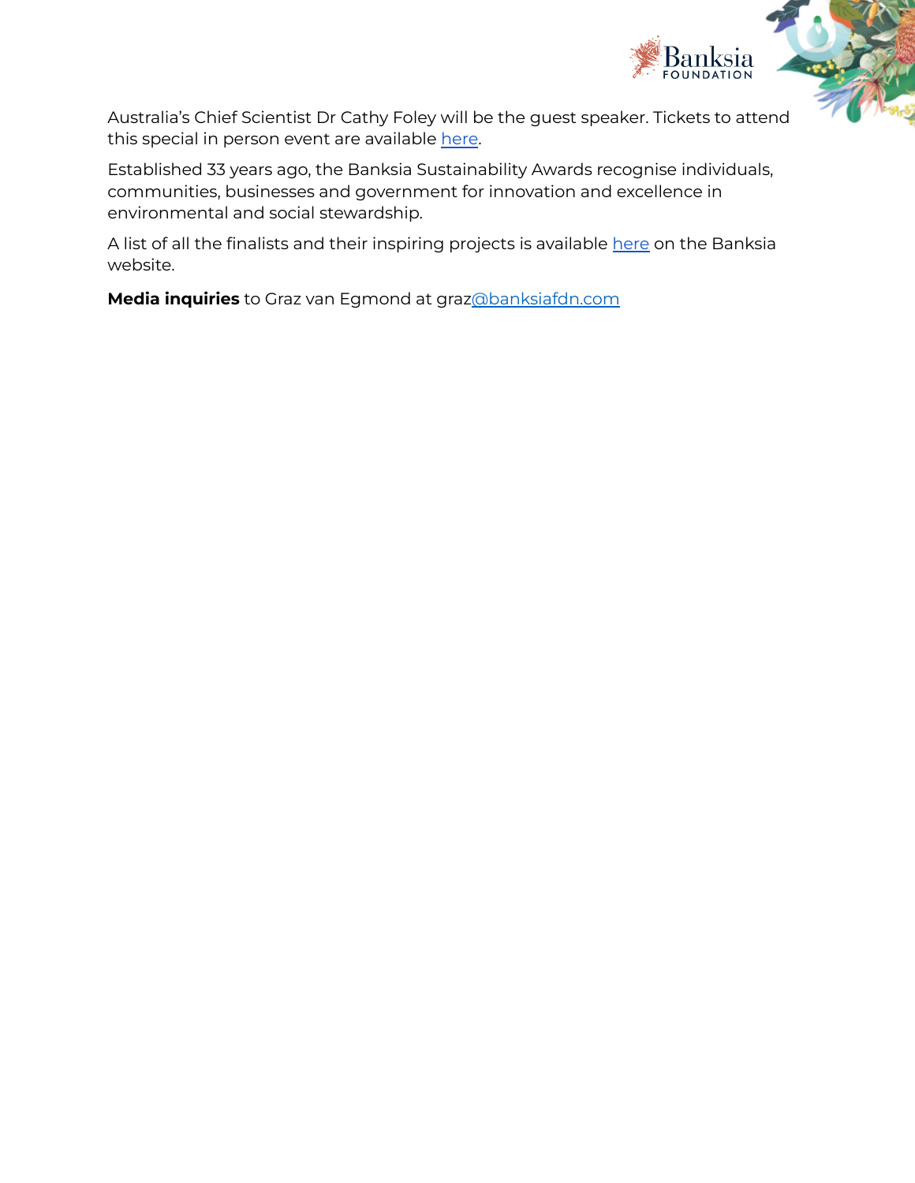Australia's Chief Scientist Dr Cathy Foley will be the guest speaker. Tickets to attend this special in person event are available here.

Established 33 years ago, the Banksia Sustainability Awards recognise individuals, communities, businesses and government for innovation and excellence in environmental and social stewardship.

A list of all the finalists and their inspiring projects is available here on the Banksia website.

**Media inquiries** to Graz van Egmond at graz@banksiafdn.com